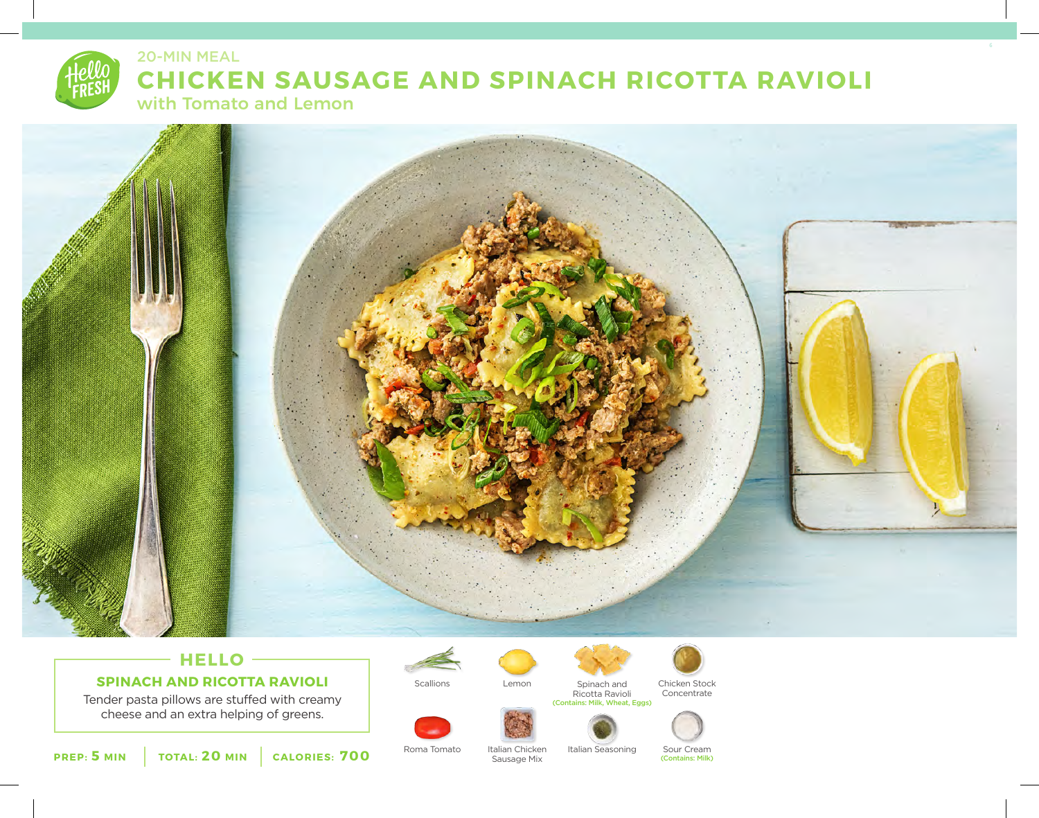20-MIN MEAL

# CHICKEN SAUSAGE AND SPINACH RICOTTA RAVIOLI

## with Tomato and Lemon

## HELLO

### SPINACH AND RICOTTA RAVIOLI

Tender pasta pillows are stuffed with creamy cheese and an extra helping of greens.

**PREP: 5 MIN** | **TOTAL: 20 MIN** | **CALORIES: 700**

- Scallions
- Lemon
- Spinach and Ricotta Ravioli (Contains: Milk, Wheat, Eggs)
- Chicken Stock Concentrate
- Roma Tomato
- Italian Chicken Sausage Mix
- Italian Seasoning
- Sour Cream (Contains: Milk)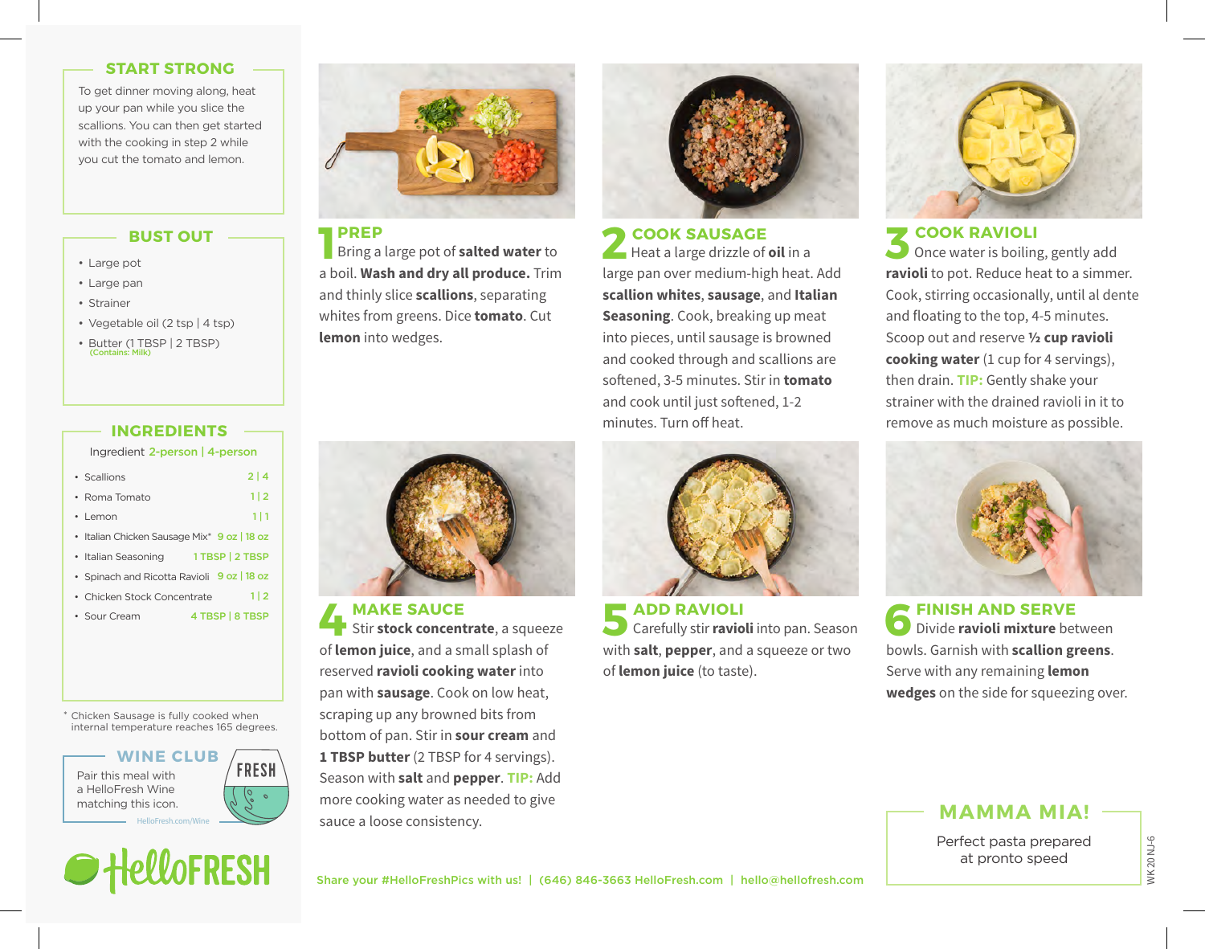## START STRONG

To get dinner moving along, heat up your pan while you slice the scallions. You can then get started with the cooking in step 2 while you cut the tomato and lemon.

## BUST OUT

- Large pot
- Large pan
- Strainer
- Vegetable oil (2 tsp | 4 tsp)
- Butter (1 TBSP | 2 TBSP) (Contains: Milk)

## INGREDIENTS

| Ingredient | 2-person \| 4-person |
|---|---|
| Scallions | 2 \| 4 |
| Roma Tomato | 1 \| 2 |
| Lemon | 1 \| 1 |
| Italian Chicken Sausage Mix* | 9 oz \| 18 oz |
| Italian Seasoning | 1 TBSP \| 2 TBSP |
| Spinach and Ricotta Ravioli | 9 oz \| 18 oz |
| Chicken Stock Concentrate | 1 \| 2 |
| Sour Cream | 4 TBSP \| 8 TBSP |

* Chicken Sausage is fully cooked when internal temperature reaches 165 degrees.

## WINE CLUB

Pair this meal with a HelloFresh Wine matching this icon.

FRESH

HelloFresh.com/Wine

HelloFRESH

## 1 PREP

Bring a large pot of **salted water** to a boil. **Wash and dry all produce.** Trim and thinly slice **scallions**, separating whites from greens. Dice **tomato**. Cut **lemon** into wedges.

## 2 COOK SAUSAGE

Heat a large drizzle of **oil** in a large pan over medium-high heat. Add **scallion whites**, **sausage**, and **Italian Seasoning**. Cook, breaking up meat into pieces, until sausage is browned and cooked through and scallions are softened, 3-5 minutes. Stir in **tomato** and cook until just softened, 1-2 minutes. Turn off heat.

## 3 COOK RAVIOLI

Once water is boiling, gently add **ravioli** to pot. Reduce heat to a simmer. Cook, stirring occasionally, until al dente and floating to the top, 4-5 minutes. Scoop out and reserve **½ cup ravioli cooking water** (1 cup for 4 servings), then drain. **TIP:** Gently shake your strainer with the drained ravioli in it to remove as much moisture as possible.

## 4 MAKE SAUCE

Stir **stock concentrate**, a squeeze of **lemon juice**, and a small splash of reserved **ravioli cooking water** into pan with **sausage**. Cook on low heat, scraping up any browned bits from bottom of pan. Stir in **sour cream** and **1 TBSP butter** (2 TBSP for 4 servings). Season with **salt** and **pepper**. **TIP:** Add more cooking water as needed to give sauce a loose consistency.

## 5 ADD RAVIOLI

Carefully stir **ravioli** into pan. Season with **salt**, **pepper**, and a squeeze or two of **lemon juice** (to taste).

## 6 FINISH AND SERVE

Divide **ravioli mixture** between bowls. Garnish with **scallion greens**. Serve with any remaining **lemon wedges** on the side for squeezing over.

## MAMMA MIA!

Perfect pasta prepared at pronto speed

Share your #HelloFreshPics with us! | (646) 846-3663 HelloFresh.com | hello@hellofresh.com

WK 20 NJ-6